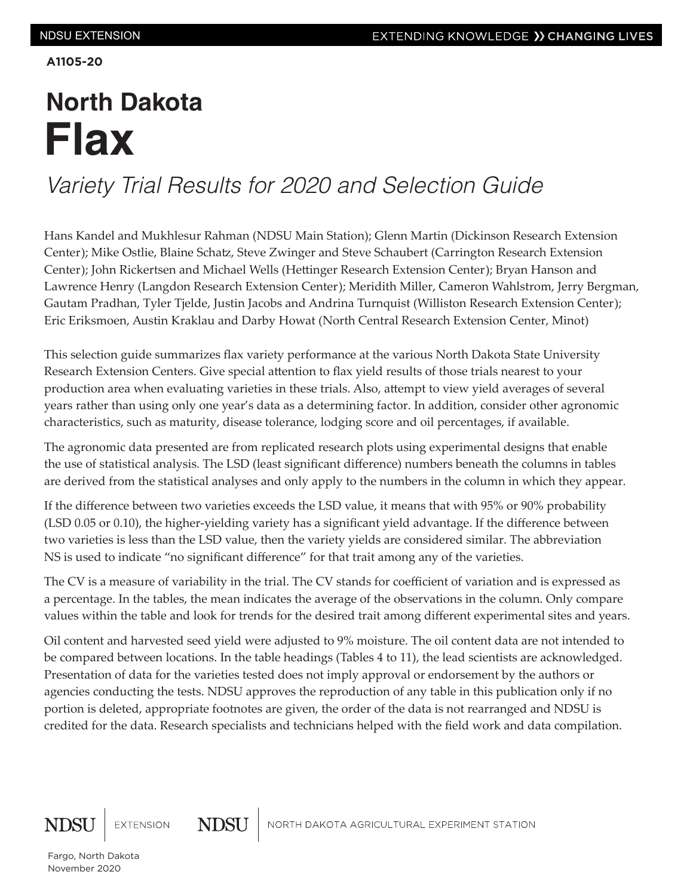A1105-20

# North Dakota
# Flax

*Variety Trial Results for 2020 and Selection Guide*

Hans Kandel and Mukhlesur Rahman (NDSU Main Station); Glenn Martin (Dickinson Research Extension Center); Mike Ostlie, Blaine Schatz, Steve Zwinger and Steve Schaubert (Carrington Research Extension Center); John Rickertsen and Michael Wells (Hettinger Research Extension Center); Bryan Hanson and Lawrence Henry (Langdon Research Extension Center); Meridith Miller, Cameron Wahlstrom, Jerry Bergman, Gautam Pradhan, Tyler Tjelde, Justin Jacobs and Andrina Turnquist (Williston Research Extension Center); Eric Eriksmoen, Austin Kraklau and Darby Howat (North Central Research Extension Center, Minot)

This selection guide summarizes flax variety performance at the various North Dakota State University Research Extension Centers. Give special attention to flax yield results of those trials nearest to your production area when evaluating varieties in these trials. Also, attempt to view yield averages of several years rather than using only one year's data as a determining factor. In addition, consider other agronomic characteristics, such as maturity, disease tolerance, lodging score and oil percentages, if available.

The agronomic data presented are from replicated research plots using experimental designs that enable the use of statistical analysis. The LSD (least significant difference) numbers beneath the columns in tables are derived from the statistical analyses and only apply to the numbers in the column in which they appear.

If the difference between two varieties exceeds the LSD value, it means that with 95% or 90% probability (LSD 0.05 or 0.10), the higher-yielding variety has a significant yield advantage. If the difference between two varieties is less than the LSD value, then the variety yields are considered similar. The abbreviation NS is used to indicate "no significant difference" for that trait among any of the varieties.

The CV is a measure of variability in the trial. The CV stands for coefficient of variation and is expressed as a percentage. In the tables, the mean indicates the average of the observations in the column. Only compare values within the table and look for trends for the desired trait among different experimental sites and years.

Oil content and harvested seed yield were adjusted to 9% moisture. The oil content data are not intended to be compared between locations. In the table headings (Tables 4 to 11), the lead scientists are acknowledged. Presentation of data for the varieties tested does not imply approval or endorsement by the authors or agencies conducting the tests. NDSU approves the reproduction of any table in this publication only if no portion is deleted, appropriate footnotes are given, the order of the data is not rearranged and NDSU is credited for the data. Research specialists and technicians helped with the field work and data compilation.

NDSU EXTENSION — NDSU NORTH DAKOTA AGRICULTURAL EXPERIMENT STATION

Fargo, North Dakota
November 2020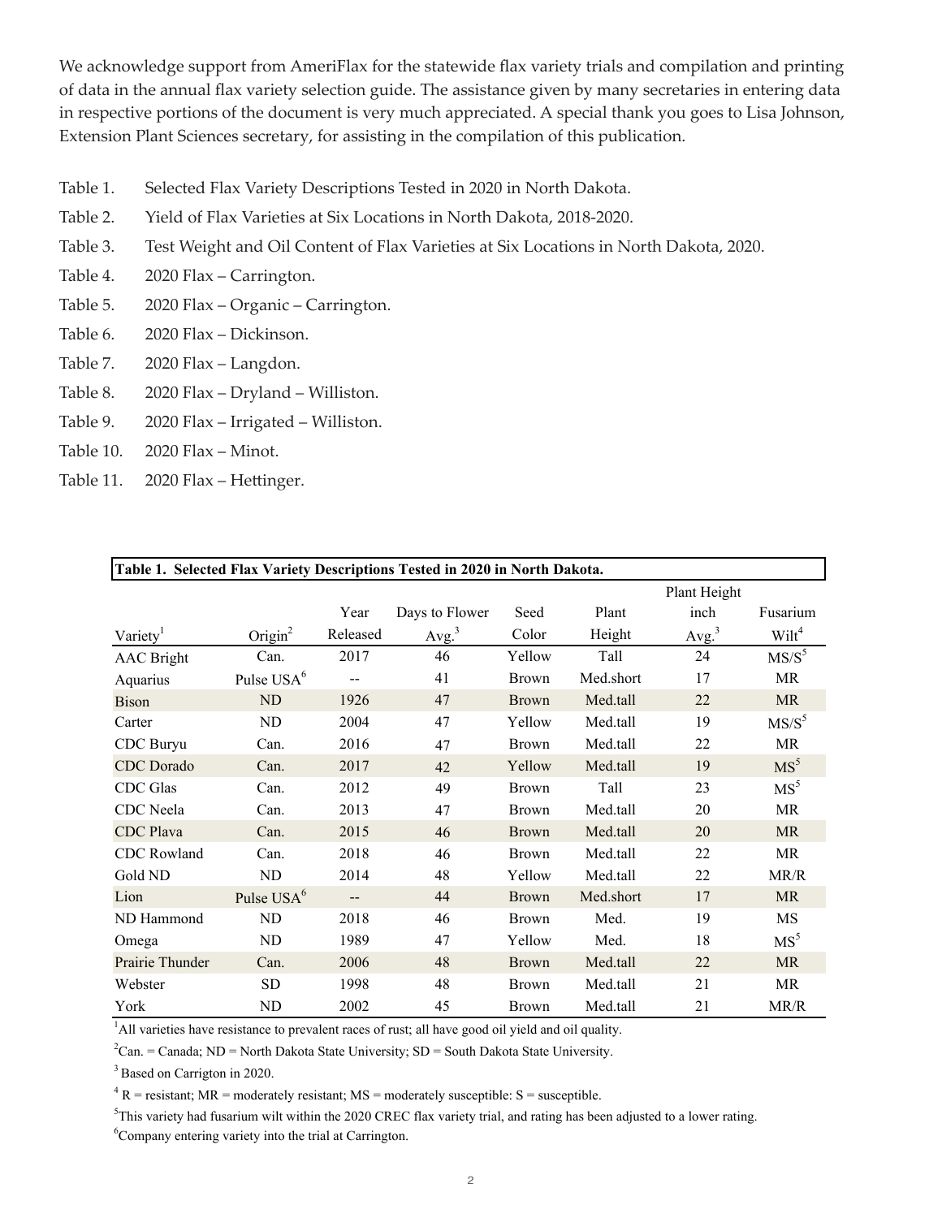We acknowledge support from AmeriFlax for the statewide flax variety trials and compilation and printing of data in the annual flax variety selection guide. The assistance given by many secretaries in entering data in respective portions of the document is very much appreciated. A special thank you goes to Lisa Johnson, Extension Plant Sciences secretary, for assisting in the compilation of this publication.

- Table 1. Selected Flax Variety Descriptions Tested in 2020 in North Dakota.
- Table 2. Yield of Flax Varieties at Six Locations in North Dakota, 2018-2020.
- Table 3. Test Weight and Oil Content of Flax Varieties at Six Locations in North Dakota, 2020.
- Table 4. 2020 Flax – Carrington.
- Table 5. 2020 Flax – Organic – Carrington.
- Table 6. 2020 Flax – Dickinson.
- Table 7. 2020 Flax – Langdon.
- Table 8. 2020 Flax – Dryland – Williston.
- Table 9. 2020 Flax – Irrigated – Williston.
- Table 10. 2020 Flax – Minot.
- Table 11. 2020 Flax – Hettinger.

**Table 1. Selected Flax Variety Descriptions Tested in 2020 in North Dakota.**

| Variety[1] | Origin[2] | Year Released | Days to Flower Avg.[3] | Seed Color | Plant Height | Plant Height inch Avg.[3] | Fusarium Wilt[4] |
|---|---|---|---|---|---|---|---|
| AAC Bright | Can. | 2017 | 46 | Yellow | Tall | 24 | MS/S[5] |
| Aquarius | Pulse USA[6] | -- | 41 | Brown | Med.short | 17 | MR |
| Bison | ND | 1926 | 47 | Brown | Med.tall | 22 | MR |
| Carter | ND | 2004 | 47 | Yellow | Med.tall | 19 | MS/S[5] |
| CDC Buryu | Can. | 2016 | 47 | Brown | Med.tall | 22 | MR |
| CDC Dorado | Can. | 2017 | 42 | Yellow | Med.tall | 19 | MS[5] |
| CDC Glas | Can. | 2012 | 49 | Brown | Tall | 23 | MS[5] |
| CDC Neela | Can. | 2013 | 47 | Brown | Med.tall | 20 | MR |
| CDC Plava | Can. | 2015 | 46 | Brown | Med.tall | 20 | MR |
| CDC Rowland | Can. | 2018 | 46 | Brown | Med.tall | 22 | MR |
| Gold ND | ND | 2014 | 48 | Yellow | Med.tall | 22 | MR/R |
| Lion | Pulse USA[6] | -- | 44 | Brown | Med.short | 17 | MR |
| ND Hammond | ND | 2018 | 46 | Brown | Med. | 19 | MS |
| Omega | ND | 1989 | 47 | Yellow | Med. | 18 | MS[5] |
| Prairie Thunder | Can. | 2006 | 48 | Brown | Med.tall | 22 | MR |
| Webster | SD | 1998 | 48 | Brown | Med.tall | 21 | MR |
| York | ND | 2002 | 45 | Brown | Med.tall | 21 | MR/R |

[1]All varieties have resistance to prevalent races of rust; all have good oil yield and oil quality.

[2]Can. = Canada; ND = North Dakota State University; SD = South Dakota State University.

[3] Based on Carrigton in 2020.

[4] R = resistant; MR = moderately resistant; MS = moderately susceptible: S = susceptible.

[5]This variety had fusarium wilt within the 2020 CREC flax variety trial, and rating has been adjusted to a lower rating.

[6]Company entering variety into the trial at Carrington.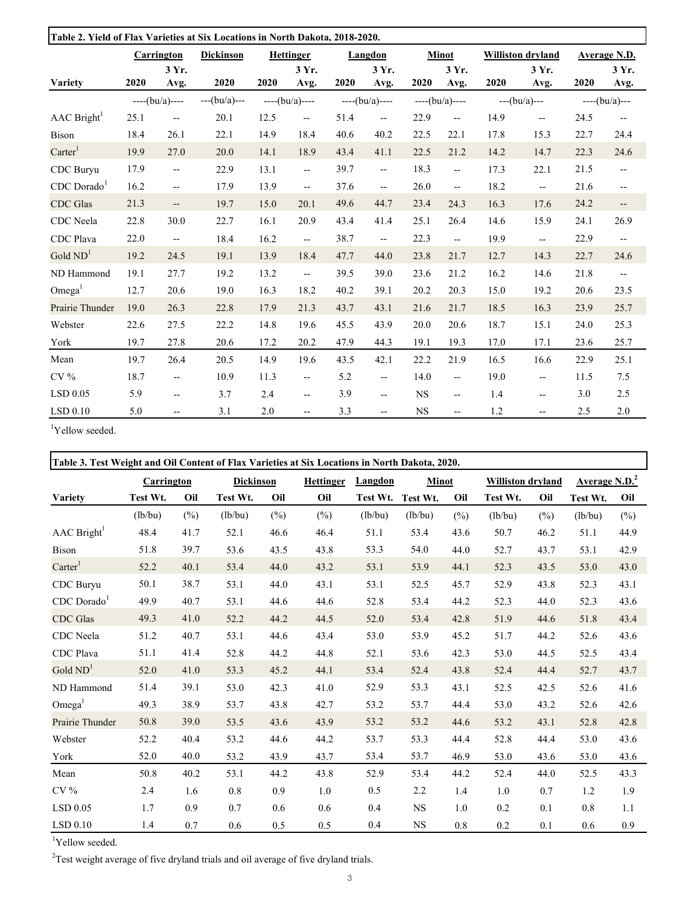**Table 2. Yield of Flax Varieties at Six Locations in North Dakota, 2018-2020.**

| | Carrington | | Dickinson | Hettinger | | Langdon | | Minot | | Williston dryland | | Average N.D. | |
|---|---|---|---|---|---|---|---|---|---|---|---|---|---|
| Variety | 2020 | 3 Yr. Avg. | 2020 | 2020 | 3 Yr. Avg. | 2020 | 3 Yr. Avg. | 2020 | 3 Yr. Avg. | 2020 | 3 Yr. Avg. | 2020 | 3 Yr. Avg. |
| | ----(bu/a)---- | | ---(bu/a)--- | ----(bu/a)---- | | ----(bu/a)---- | | ----(bu/a)---- | | ---(bu/a)--- | | ----(bu/a)--- | |
| AAC Bright[1] | 25.1 | -- | 20.1 | 12.5 | -- | 51.4 | -- | 22.9 | -- | 14.9 | -- | 24.5 | -- |
| Bison | 18.4 | 26.1 | 22.1 | 14.9 | 18.4 | 40.6 | 40.2 | 22.5 | 22.1 | 17.8 | 15.3 | 22.7 | 24.4 |
| Carter[1] | 19.9 | 27.0 | 20.0 | 14.1 | 18.9 | 43.4 | 41.1 | 22.5 | 21.2 | 14.2 | 14.7 | 22.3 | 24.6 |
| CDC Buryu | 17.9 | -- | 22.9 | 13.1 | -- | 39.7 | -- | 18.3 | -- | 17.3 | 22.1 | 21.5 | -- |
| CDC Dorado[1] | 16.2 | -- | 17.9 | 13.9 | -- | 37.6 | -- | 26.0 | -- | 18.2 | -- | 21.6 | -- |
| CDC Glas | 21.3 | -- | 19.7 | 15.0 | 20.1 | 49.6 | 44.7 | 23.4 | 24.3 | 16.3 | 17.6 | 24.2 | -- |
| CDC Neela | 22.8 | 30.0 | 22.7 | 16.1 | 20.9 | 43.4 | 41.4 | 25.1 | 26.4 | 14.6 | 15.9 | 24.1 | 26.9 |
| CDC Plava | 22.0 | -- | 18.4 | 16.2 | -- | 38.7 | -- | 22.3 | -- | 19.9 | -- | 22.9 | -- |
| Gold ND[1] | 19.2 | 24.5 | 19.1 | 13.9 | 18.4 | 47.7 | 44.0 | 23.8 | 21.7 | 12.7 | 14.3 | 22.7 | 24.6 |
| ND Hammond | 19.1 | 27.7 | 19.2 | 13.2 | -- | 39.5 | 39.0 | 23.6 | 21.2 | 16.2 | 14.6 | 21.8 | -- |
| Omega[1] | 12.7 | 20.6 | 19.0 | 16.3 | 18.2 | 40.2 | 39.1 | 20.2 | 20.3 | 15.0 | 19.2 | 20.6 | 23.5 |
| Prairie Thunder | 19.0 | 26.3 | 22.8 | 17.9 | 21.3 | 43.7 | 43.1 | 21.6 | 21.7 | 18.5 | 16.3 | 23.9 | 25.7 |
| Webster | 22.6 | 27.5 | 22.2 | 14.8 | 19.6 | 45.5 | 43.9 | 20.0 | 20.6 | 18.7 | 15.1 | 24.0 | 25.3 |
| York | 19.7 | 27.8 | 20.6 | 17.2 | 20.2 | 47.9 | 44.3 | 19.1 | 19.3 | 17.0 | 17.1 | 23.6 | 25.7 |
| Mean | 19.7 | 26.4 | 20.5 | 14.9 | 19.6 | 43.5 | 42.1 | 22.2 | 21.9 | 16.5 | 16.6 | 22.9 | 25.1 |
| CV % | 18.7 | -- | 10.9 | 11.3 | -- | 5.2 | -- | 14.0 | -- | 19.0 | -- | 11.5 | 7.5 |
| LSD 0.05 | 5.9 | -- | 3.7 | 2.4 | -- | 3.9 | -- | NS | -- | 1.4 | -- | 3.0 | 2.5 |
| LSD 0.10 | 5.0 | -- | 3.1 | 2.0 | -- | 3.3 | -- | NS | -- | 1.2 | -- | 2.5 | 2.0 |

[1]Yellow seeded.

**Table 3. Test Weight and Oil Content of Flax Varieties at Six Locations in North Dakota, 2020.**

| | Carrington | | Dickinson | | Hettinger | Langdon | Minot | | Williston dryland | | Average N.D.[2] | |
|---|---|---|---|---|---|---|---|---|---|---|---|---|
| Variety | Test Wt. | Oil | Test Wt. | Oil | Oil | Test Wt. | Test Wt. | Oil | Test Wt. | Oil | Test Wt. | Oil |
| | (lb/bu) | (%) | (lb/bu) | (%) | (%) | (lb/bu) | (lb/bu) | (%) | (lb/bu) | (%) | (lb/bu) | (%) |
| AAC Bright[1] | 48.4 | 41.7 | 52.1 | 46.6 | 46.4 | 51.1 | 53.4 | 43.6 | 50.7 | 46.2 | 51.1 | 44.9 |
| Bison | 51.8 | 39.7 | 53.6 | 43.5 | 43.8 | 53.3 | 54.0 | 44.0 | 52.7 | 43.7 | 53.1 | 42.9 |
| Carter[1] | 52.2 | 40.1 | 53.4 | 44.0 | 43.2 | 53.1 | 53.9 | 44.1 | 52.3 | 43.5 | 53.0 | 43.0 |
| CDC Buryu | 50.1 | 38.7 | 53.1 | 44.0 | 43.1 | 53.1 | 52.5 | 45.7 | 52.9 | 43.8 | 52.3 | 43.1 |
| CDC Dorado[1] | 49.9 | 40.7 | 53.1 | 44.6 | 44.6 | 52.8 | 53.4 | 44.2 | 52.3 | 44.0 | 52.3 | 43.6 |
| CDC Glas | 49.3 | 41.0 | 52.2 | 44.2 | 44.5 | 52.0 | 53.4 | 42.8 | 51.9 | 44.6 | 51.8 | 43.4 |
| CDC Neela | 51.2 | 40.7 | 53.1 | 44.6 | 43.4 | 53.0 | 53.9 | 45.2 | 51.7 | 44.2 | 52.6 | 43.6 |
| CDC Plava | 51.1 | 41.4 | 52.8 | 44.2 | 44.8 | 52.1 | 53.6 | 42.3 | 53.0 | 44.5 | 52.5 | 43.4 |
| Gold ND[1] | 52.0 | 41.0 | 53.3 | 45.2 | 44.1 | 53.4 | 52.4 | 43.8 | 52.4 | 44.4 | 52.7 | 43.7 |
| ND Hammond | 51.4 | 39.1 | 53.0 | 42.3 | 41.0 | 52.9 | 53.3 | 43.1 | 52.5 | 42.5 | 52.6 | 41.6 |
| Omega[1] | 49.3 | 38.9 | 53.7 | 43.8 | 42.7 | 53.2 | 53.7 | 44.4 | 53.0 | 43.2 | 52.6 | 42.6 |
| Prairie Thunder | 50.8 | 39.0 | 53.5 | 43.6 | 43.9 | 53.2 | 53.2 | 44.6 | 53.2 | 43.1 | 52.8 | 42.8 |
| Webster | 52.2 | 40.4 | 53.2 | 44.6 | 44.2 | 53.7 | 53.3 | 44.4 | 52.8 | 44.4 | 53.0 | 43.6 |
| York | 52.0 | 40.0 | 53.2 | 43.9 | 43.7 | 53.4 | 53.7 | 46.9 | 53.0 | 43.6 | 53.0 | 43.6 |
| Mean | 50.8 | 40.2 | 53.1 | 44.2 | 43.8 | 52.9 | 53.4 | 44.2 | 52.4 | 44.0 | 52.5 | 43.3 |
| CV % | 2.4 | 1.6 | 0.8 | 0.9 | 1.0 | 0.5 | 2.2 | 1.4 | 1.0 | 0.7 | 1.2 | 1.9 |
| LSD 0.05 | 1.7 | 0.9 | 0.7 | 0.6 | 0.6 | 0.4 | NS | 1.0 | 0.2 | 0.1 | 0.8 | 1.1 |
| LSD 0.10 | 1.4 | 0.7 | 0.6 | 0.5 | 0.5 | 0.4 | NS | 0.8 | 0.2 | 0.1 | 0.6 | 0.9 |

[1]Yellow seeded.

[2]Test weight average of five dryland trials and oil average of five dryland trials.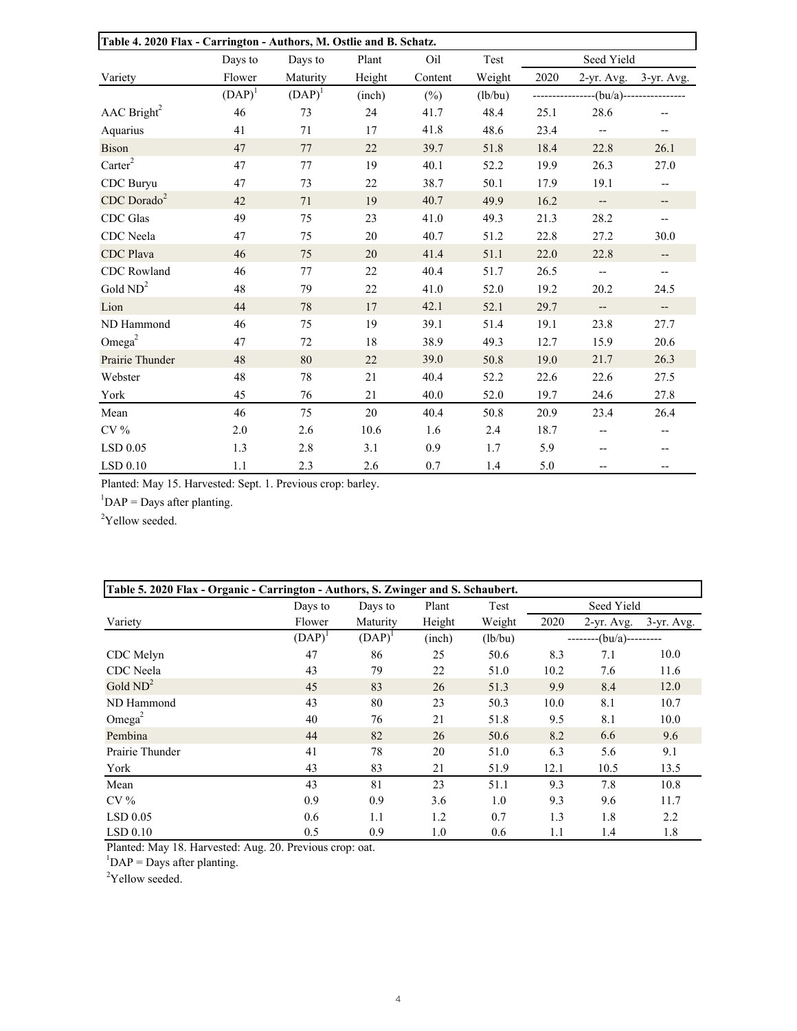| Table 4. 2020 Flax - Carrington - Authors, M. Ostlie and B. Schatz. | | | | | | | | |
|---|---|---|---|---|---|---|---|---|
| | Days to | Days to | Plant | Oil | Test | Seed Yield | | |
| Variety | Flower | Maturity | Height | Content | Weight | 2020 | 2-yr. Avg. | 3-yr. Avg. |
| | (DAP)[1] | (DAP)[1] | (inch) | (%) | (lb/bu) | (bu/a) | | |
| AAC Bright[2] | 46 | 73 | 24 | 41.7 | 48.4 | 25.1 | 28.6 | -- |
| Aquarius | 41 | 71 | 17 | 41.8 | 48.6 | 23.4 | -- | -- |
| Bison | 47 | 77 | 22 | 39.7 | 51.8 | 18.4 | 22.8 | 26.1 |
| Carter[2] | 47 | 77 | 19 | 40.1 | 52.2 | 19.9 | 26.3 | 27.0 |
| CDC Buryu | 47 | 73 | 22 | 38.7 | 50.1 | 17.9 | 19.1 | -- |
| CDC Dorado[2] | 42 | 71 | 19 | 40.7 | 49.9 | 16.2 | -- | -- |
| CDC Glas | 49 | 75 | 23 | 41.0 | 49.3 | 21.3 | 28.2 | -- |
| CDC Neela | 47 | 75 | 20 | 40.7 | 51.2 | 22.8 | 27.2 | 30.0 |
| CDC Plava | 46 | 75 | 20 | 41.4 | 51.1 | 22.0 | 22.8 | -- |
| CDC Rowland | 46 | 77 | 22 | 40.4 | 51.7 | 26.5 | -- | -- |
| Gold ND[2] | 48 | 79 | 22 | 41.0 | 52.0 | 19.2 | 20.2 | 24.5 |
| Lion | 44 | 78 | 17 | 42.1 | 52.1 | 29.7 | -- | -- |
| ND Hammond | 46 | 75 | 19 | 39.1 | 51.4 | 19.1 | 23.8 | 27.7 |
| Omega[2] | 47 | 72 | 18 | 38.9 | 49.3 | 12.7 | 15.9 | 20.6 |
| Prairie Thunder | 48 | 80 | 22 | 39.0 | 50.8 | 19.0 | 21.7 | 26.3 |
| Webster | 48 | 78 | 21 | 40.4 | 52.2 | 22.6 | 22.6 | 27.5 |
| York | 45 | 76 | 21 | 40.0 | 52.0 | 19.7 | 24.6 | 27.8 |
| Mean | 46 | 75 | 20 | 40.4 | 50.8 | 20.9 | 23.4 | 26.4 |
| CV % | 2.0 | 2.6 | 10.6 | 1.6 | 2.4 | 18.7 | -- | -- |
| LSD 0.05 | 1.3 | 2.8 | 3.1 | 0.9 | 1.7 | 5.9 | -- | -- |
| LSD 0.10 | 1.1 | 2.3 | 2.6 | 0.7 | 1.4 | 5.0 | -- | -- |

Planted: May 15. Harvested: Sept. 1. Previous crop: barley.

[1]DAP = Days after planting.

[2]Yellow seeded.

| Table 5. 2020 Flax - Organic - Carrington - Authors, S. Zwinger and S. Schaubert. | | | | | | | |
|---|---|---|---|---|---|---|---|
| | Days to | Days to | Plant | Test | Seed Yield | | |
| Variety | Flower | Maturity | Height | Weight | 2020 | 2-yr. Avg. | 3-yr. Avg. |
| | (DAP)[1] | (DAP)[1] | (inch) | (lb/bu) | (bu/a) | | |
| CDC Melyn | 47 | 86 | 25 | 50.6 | 8.3 | 7.1 | 10.0 |
| CDC Neela | 43 | 79 | 22 | 51.0 | 10.2 | 7.6 | 11.6 |
| Gold ND[2] | 45 | 83 | 26 | 51.3 | 9.9 | 8.4 | 12.0 |
| ND Hammond | 43 | 80 | 23 | 50.3 | 10.0 | 8.1 | 10.7 |
| Omega[2] | 40 | 76 | 21 | 51.8 | 9.5 | 8.1 | 10.0 |
| Pembina | 44 | 82 | 26 | 50.6 | 8.2 | 6.6 | 9.6 |
| Prairie Thunder | 41 | 78 | 20 | 51.0 | 6.3 | 5.6 | 9.1 |
| York | 43 | 83 | 21 | 51.9 | 12.1 | 10.5 | 13.5 |
| Mean | 43 | 81 | 23 | 51.1 | 9.3 | 7.8 | 10.8 |
| CV % | 0.9 | 0.9 | 3.6 | 1.0 | 9.3 | 9.6 | 11.7 |
| LSD 0.05 | 0.6 | 1.1 | 1.2 | 0.7 | 1.3 | 1.8 | 2.2 |
| LSD 0.10 | 0.5 | 0.9 | 1.0 | 0.6 | 1.1 | 1.4 | 1.8 |

Planted: May 18. Harvested: Aug. 20. Previous crop: oat.

[1]DAP = Days after planting.

[2]Yellow seeded.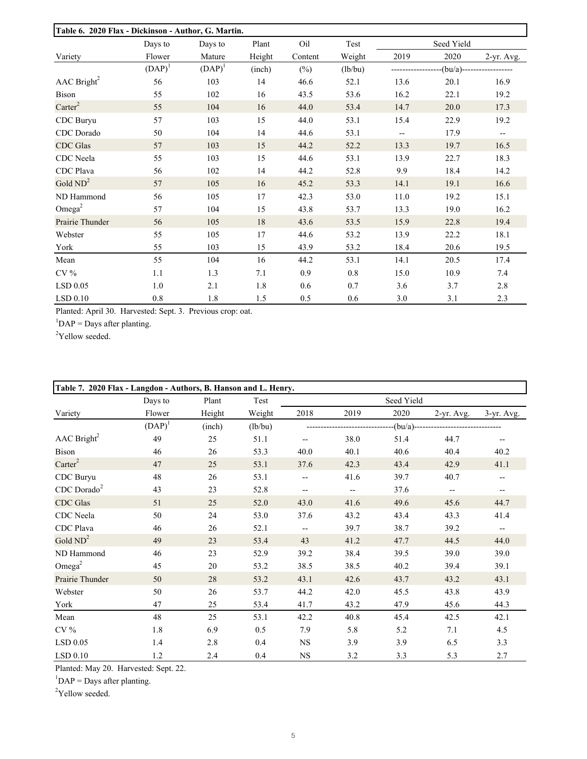**Table 6. 2020 Flax - Dickinson - Author, G. Martin.**

| Variety | Days to Flower | Days to Mature | Plant Height | Oil Content | Test Weight | Seed Yield | | |
|---|---|---|---|---|---|---|---|---|
| | | | | | | 2019 | 2020 | 2-yr. Avg. |
| | (DAP)[1] | (DAP)[1] | (inch) | (%) | (lb/bu) | (bu/a) | | |
| AAC Bright[2] | 56 | 103 | 14 | 46.6 | 52.1 | 13.6 | 20.1 | 16.9 |
| Bison | 55 | 102 | 16 | 43.5 | 53.6 | 16.2 | 22.1 | 19.2 |
| Carter[2] | 55 | 104 | 16 | 44.0 | 53.4 | 14.7 | 20.0 | 17.3 |
| CDC Buryu | 57 | 103 | 15 | 44.0 | 53.1 | 15.4 | 22.9 | 19.2 |
| CDC Dorado | 50 | 104 | 14 | 44.6 | 53.1 | -- | 17.9 | -- |
| CDC Glas | 57 | 103 | 15 | 44.2 | 52.2 | 13.3 | 19.7 | 16.5 |
| CDC Neela | 55 | 103 | 15 | 44.6 | 53.1 | 13.9 | 22.7 | 18.3 |
| CDC Plava | 56 | 102 | 14 | 44.2 | 52.8 | 9.9 | 18.4 | 14.2 |
| Gold ND[2] | 57 | 105 | 16 | 45.2 | 53.3 | 14.1 | 19.1 | 16.6 |
| ND Hammond | 56 | 105 | 17 | 42.3 | 53.0 | 11.0 | 19.2 | 15.1 |
| Omega[2] | 57 | 104 | 15 | 43.8 | 53.7 | 13.3 | 19.0 | 16.2 |
| Prairie Thunder | 56 | 105 | 18 | 43.6 | 53.5 | 15.9 | 22.8 | 19.4 |
| Webster | 55 | 105 | 17 | 44.6 | 53.2 | 13.9 | 22.2 | 18.1 |
| York | 55 | 103 | 15 | 43.9 | 53.2 | 18.4 | 20.6 | 19.5 |
| Mean | 55 | 104 | 16 | 44.2 | 53.1 | 14.1 | 20.5 | 17.4 |
| CV % | 1.1 | 1.3 | 7.1 | 0.9 | 0.8 | 15.0 | 10.9 | 7.4 |
| LSD 0.05 | 1.0 | 2.1 | 1.8 | 0.6 | 0.7 | 3.6 | 3.7 | 2.8 |
| LSD 0.10 | 0.8 | 1.8 | 1.5 | 0.5 | 0.6 | 3.0 | 3.1 | 2.3 |

Planted: April 30. Harvested: Sept. 3. Previous crop: oat.

[1]DAP = Days after planting.

[2]Yellow seeded.

**Table 7. 2020 Flax - Langdon - Authors, B. Hanson and L. Henry.**

| Variety | Days to Flower | Plant Height | Test Weight | Seed Yield | | | | |
|---|---|---|---|---|---|---|---|---|
| | | | | 2018 | 2019 | 2020 | 2-yr. Avg. | 3-yr. Avg. |
| | (DAP)[1] | (inch) | (lb/bu) | (bu/a) | | | | |
| AAC Bright[2] | 49 | 25 | 51.1 | -- | 38.0 | 51.4 | 44.7 | -- |
| Bison | 46 | 26 | 53.3 | 40.0 | 40.1 | 40.6 | 40.4 | 40.2 |
| Carter[2] | 47 | 25 | 53.1 | 37.6 | 42.3 | 43.4 | 42.9 | 41.1 |
| CDC Buryu | 48 | 26 | 53.1 | -- | 41.6 | 39.7 | 40.7 | -- |
| CDC Dorado[2] | 43 | 23 | 52.8 | -- | -- | 37.6 | -- | -- |
| CDC Glas | 51 | 25 | 52.0 | 43.0 | 41.6 | 49.6 | 45.6 | 44.7 |
| CDC Neela | 50 | 24 | 53.0 | 37.6 | 43.2 | 43.4 | 43.3 | 41.4 |
| CDC Plava | 46 | 26 | 52.1 | -- | 39.7 | 38.7 | 39.2 | -- |
| Gold ND[2] | 49 | 23 | 53.4 | 43 | 41.2 | 47.7 | 44.5 | 44.0 |
| ND Hammond | 46 | 23 | 52.9 | 39.2 | 38.4 | 39.5 | 39.0 | 39.0 |
| Omega[2] | 45 | 20 | 53.2 | 38.5 | 38.5 | 40.2 | 39.4 | 39.1 |
| Prairie Thunder | 50 | 28 | 53.2 | 43.1 | 42.6 | 43.7 | 43.2 | 43.1 |
| Webster | 50 | 26 | 53.7 | 44.2 | 42.0 | 45.5 | 43.8 | 43.9 |
| York | 47 | 25 | 53.4 | 41.7 | 43.2 | 47.9 | 45.6 | 44.3 |
| Mean | 48 | 25 | 53.1 | 42.2 | 40.8 | 45.4 | 42.5 | 42.1 |
| CV % | 1.8 | 6.9 | 0.5 | 7.9 | 5.8 | 5.2 | 7.1 | 4.5 |
| LSD 0.05 | 1.4 | 2.8 | 0.4 | NS | 3.9 | 3.9 | 6.5 | 3.3 |
| LSD 0.10 | 1.2 | 2.4 | 0.4 | NS | 3.2 | 3.3 | 5.3 | 2.7 |

Planted: May 20. Harvested: Sept. 22.

[1]DAP = Days after planting.

[2]Yellow seeded.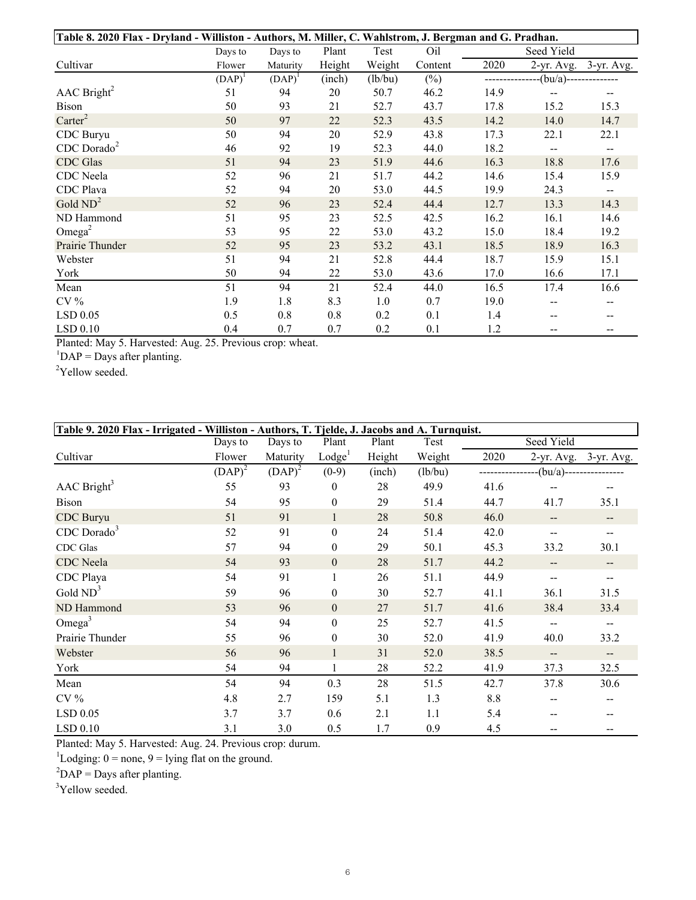**Table 8. 2020 Flax - Dryland - Williston - Authors, M. Miller, C. Wahlstrom, J. Bergman and G. Pradhan.**

| Cultivar | Days to Flower | Days to Maturity | Plant Height | Test Weight | Oil Content | Seed Yield 2020 | 2-yr. Avg. | 3-yr. Avg. |
|---|---|---|---|---|---|---|---|---|
| | (DAP)[1] | (DAP)[1] | (inch) | (lb/bu) | (%) | (bu/a) | | |
| AAC Bright[2] | 51 | 94 | 20 | 50.7 | 46.2 | 14.9 | -- | -- |
| Bison | 50 | 93 | 21 | 52.7 | 43.7 | 17.8 | 15.2 | 15.3 |
| Carter[2] | 50 | 97 | 22 | 52.3 | 43.5 | 14.2 | 14.0 | 14.7 |
| CDC Buryu | 50 | 94 | 20 | 52.9 | 43.8 | 17.3 | 22.1 | 22.1 |
| CDC Dorado[2] | 46 | 92 | 19 | 52.3 | 44.0 | 18.2 | -- | -- |
| CDC Glas | 51 | 94 | 23 | 51.9 | 44.6 | 16.3 | 18.8 | 17.6 |
| CDC Neela | 52 | 96 | 21 | 51.7 | 44.2 | 14.6 | 15.4 | 15.9 |
| CDC Plava | 52 | 94 | 20 | 53.0 | 44.5 | 19.9 | 24.3 | -- |
| Gold ND[2] | 52 | 96 | 23 | 52.4 | 44.4 | 12.7 | 13.3 | 14.3 |
| ND Hammond | 51 | 95 | 23 | 52.5 | 42.5 | 16.2 | 16.1 | 14.6 |
| Omega[2] | 53 | 95 | 22 | 53.0 | 43.2 | 15.0 | 18.4 | 19.2 |
| Prairie Thunder | 52 | 95 | 23 | 53.2 | 43.1 | 18.5 | 18.9 | 16.3 |
| Webster | 51 | 94 | 21 | 52.8 | 44.4 | 18.7 | 15.9 | 15.1 |
| York | 50 | 94 | 22 | 53.0 | 43.6 | 17.0 | 16.6 | 17.1 |
| Mean | 51 | 94 | 21 | 52.4 | 44.0 | 16.5 | 17.4 | 16.6 |
| CV % | 1.9 | 1.8 | 8.3 | 1.0 | 0.7 | 19.0 | -- | -- |
| LSD 0.05 | 0.5 | 0.8 | 0.8 | 0.2 | 0.1 | 1.4 | -- | -- |
| LSD 0.10 | 0.4 | 0.7 | 0.7 | 0.2 | 0.1 | 1.2 | -- | -- |

Planted: May 5. Harvested: Aug. 25. Previous crop: wheat.

[1]DAP = Days after planting.

[2]Yellow seeded.

**Table 9. 2020 Flax - Irrigated - Williston - Authors, T. Tjelde, J. Jacobs and A. Turnquist.**

| Cultivar | Days to Flower | Days to Maturity | Plant Lodge[1] | Plant Height | Test Weight | Seed Yield 2020 | 2-yr. Avg. | 3-yr. Avg. |
|---|---|---|---|---|---|---|---|---|
| | (DAP)[2] | (DAP)[2] | (0-9) | (inch) | (lb/bu) | (bu/a) | | |
| AAC Bright[3] | 55 | 93 | 0 | 28 | 49.9 | 41.6 | -- | -- |
| Bison | 54 | 95 | 0 | 29 | 51.4 | 44.7 | 41.7 | 35.1 |
| CDC Buryu | 51 | 91 | 1 | 28 | 50.8 | 46.0 | -- | -- |
| CDC Dorado[3] | 52 | 91 | 0 | 24 | 51.4 | 42.0 | -- | -- |
| CDC Glas | 57 | 94 | 0 | 29 | 50.1 | 45.3 | 33.2 | 30.1 |
| CDC Neela | 54 | 93 | 0 | 28 | 51.7 | 44.2 | -- | -- |
| CDC Playa | 54 | 91 | 1 | 26 | 51.1 | 44.9 | -- | -- |
| Gold ND[3] | 59 | 96 | 0 | 30 | 52.7 | 41.1 | 36.1 | 31.5 |
| ND Hammond | 53 | 96 | 0 | 27 | 51.7 | 41.6 | 38.4 | 33.4 |
| Omega[3] | 54 | 94 | 0 | 25 | 52.7 | 41.5 | -- | -- |
| Prairie Thunder | 55 | 96 | 0 | 30 | 52.0 | 41.9 | 40.0 | 33.2 |
| Webster | 56 | 96 | 1 | 31 | 52.0 | 38.5 | -- | -- |
| York | 54 | 94 | 1 | 28 | 52.2 | 41.9 | 37.3 | 32.5 |
| Mean | 54 | 94 | 0.3 | 28 | 51.5 | 42.7 | 37.8 | 30.6 |
| CV % | 4.8 | 2.7 | 159 | 5.1 | 1.3 | 8.8 | -- | -- |
| LSD 0.05 | 3.7 | 3.7 | 0.6 | 2.1 | 1.1 | 5.4 | -- | -- |
| LSD 0.10 | 3.1 | 3.0 | 0.5 | 1.7 | 0.9 | 4.5 | -- | -- |

Planted: May 5. Harvested: Aug. 24. Previous crop: durum.

[1]Lodging: 0 = none, 9 = lying flat on the ground.

[2]DAP = Days after planting.

[3]Yellow seeded.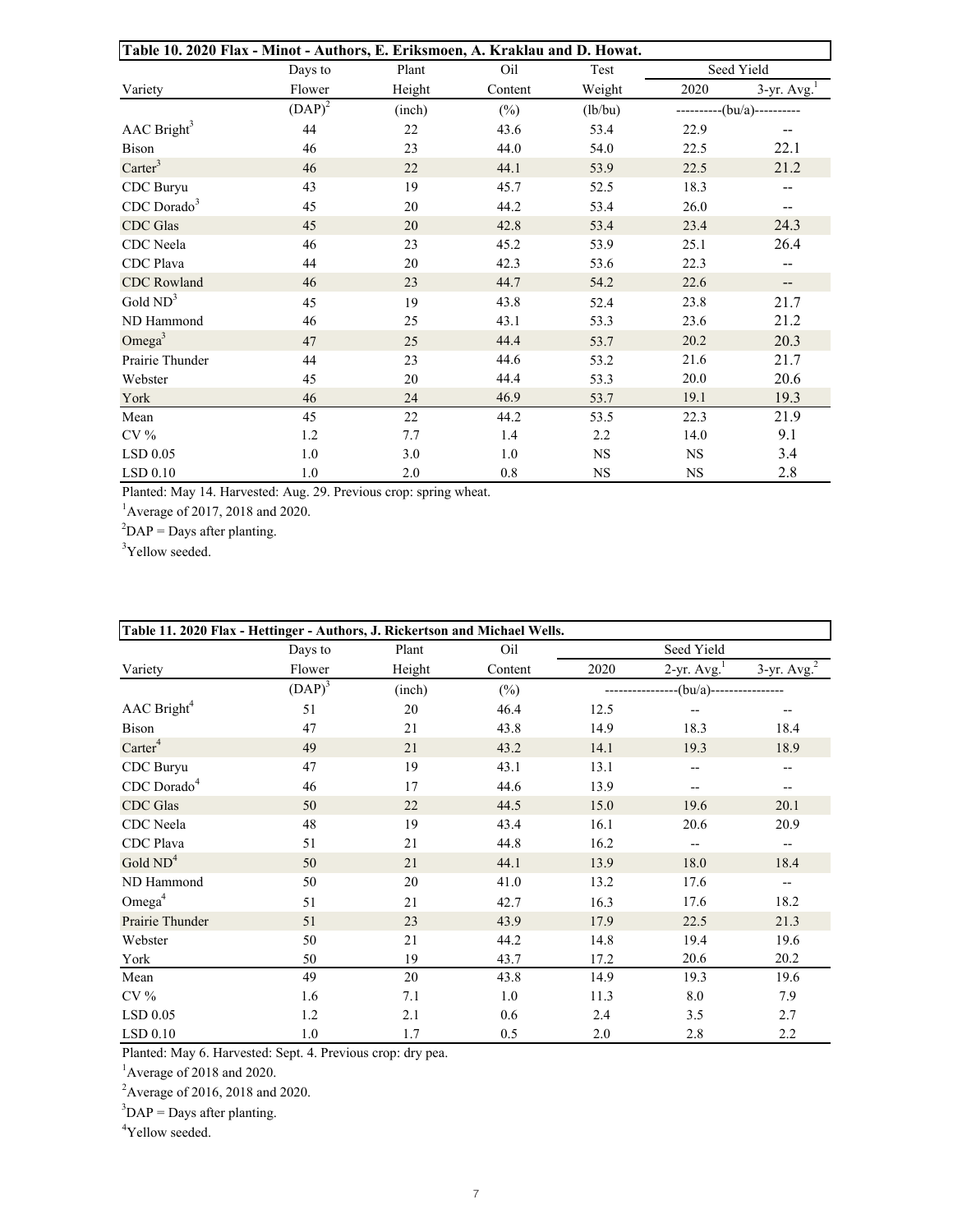**Table 10. 2020 Flax - Minot - Authors, E. Eriksmoen, A. Kraklau and D. Howat.**

| Variety | Days to Flower | Plant Height | Oil Content | Test Weight | Seed Yield | |
|---|---|---|---|---|---|---|
| | | | | | 2020 | 3-yr. Avg.[1] |
| | (DAP)[2] | (inch) | (%) | (lb/bu) | ----------(bu/a)---------- | |
| AAC Bright[3] | 44 | 22 | 43.6 | 53.4 | 22.9 | -- |
| Bison | 46 | 23 | 44.0 | 54.0 | 22.5 | 22.1 |
| Carter[3] | 46 | 22 | 44.1 | 53.9 | 22.5 | 21.2 |
| CDC Buryu | 43 | 19 | 45.7 | 52.5 | 18.3 | -- |
| CDC Dorado[3] | 45 | 20 | 44.2 | 53.4 | 26.0 | -- |
| CDC Glas | 45 | 20 | 42.8 | 53.4 | 23.4 | 24.3 |
| CDC Neela | 46 | 23 | 45.2 | 53.9 | 25.1 | 26.4 |
| CDC Plava | 44 | 20 | 42.3 | 53.6 | 22.3 | -- |
| CDC Rowland | 46 | 23 | 44.7 | 54.2 | 22.6 | -- |
| Gold ND[3] | 45 | 19 | 43.8 | 52.4 | 23.8 | 21.7 |
| ND Hammond | 46 | 25 | 43.1 | 53.3 | 23.6 | 21.2 |
| Omega[3] | 47 | 25 | 44.4 | 53.7 | 20.2 | 20.3 |
| Prairie Thunder | 44 | 23 | 44.6 | 53.2 | 21.6 | 21.7 |
| Webster | 45 | 20 | 44.4 | 53.3 | 20.0 | 20.6 |
| York | 46 | 24 | 46.9 | 53.7 | 19.1 | 19.3 |
| Mean | 45 | 22 | 44.2 | 53.5 | 22.3 | 21.9 |
| CV % | 1.2 | 7.7 | 1.4 | 2.2 | 14.0 | 9.1 |
| LSD 0.05 | 1.0 | 3.0 | 1.0 | NS | NS | 3.4 |
| LSD 0.10 | 1.0 | 2.0 | 0.8 | NS | NS | 2.8 |

Planted: May 14. Harvested: Aug. 29. Previous crop: spring wheat.

[1]Average of 2017, 2018 and 2020.

[2]DAP = Days after planting.

[3]Yellow seeded.

**Table 11. 2020 Flax - Hettinger - Authors, J. Rickertson and Michael Wells.**

| Variety | Days to Flower | Plant Height | Oil Content | Seed Yield | | |
|---|---|---|---|---|---|---|
| | | | | 2020 | 2-yr. Avg.[1] | 3-yr. Avg.[2] |
| | (DAP)[3] | (inch) | (%) | ----------------(bu/a)---------------- | | |
| AAC Bright[4] | 51 | 20 | 46.4 | 12.5 | -- | -- |
| Bison | 47 | 21 | 43.8 | 14.9 | 18.3 | 18.4 |
| Carter[4] | 49 | 21 | 43.2 | 14.1 | 19.3 | 18.9 |
| CDC Buryu | 47 | 19 | 43.1 | 13.1 | -- | -- |
| CDC Dorado[4] | 46 | 17 | 44.6 | 13.9 | -- | -- |
| CDC Glas | 50 | 22 | 44.5 | 15.0 | 19.6 | 20.1 |
| CDC Neela | 48 | 19 | 43.4 | 16.1 | 20.6 | 20.9 |
| CDC Plava | 51 | 21 | 44.8 | 16.2 | -- | -- |
| Gold ND[4] | 50 | 21 | 44.1 | 13.9 | 18.0 | 18.4 |
| ND Hammond | 50 | 20 | 41.0 | 13.2 | 17.6 | -- |
| Omega[4] | 51 | 21 | 42.7 | 16.3 | 17.6 | 18.2 |
| Prairie Thunder | 51 | 23 | 43.9 | 17.9 | 22.5 | 21.3 |
| Webster | 50 | 21 | 44.2 | 14.8 | 19.4 | 19.6 |
| York | 50 | 19 | 43.7 | 17.2 | 20.6 | 20.2 |
| Mean | 49 | 20 | 43.8 | 14.9 | 19.3 | 19.6 |
| CV % | 1.6 | 7.1 | 1.0 | 11.3 | 8.0 | 7.9 |
| LSD 0.05 | 1.2 | 2.1 | 0.6 | 2.4 | 3.5 | 2.7 |
| LSD 0.10 | 1.0 | 1.7 | 0.5 | 2.0 | 2.8 | 2.2 |

Planted: May 6. Harvested: Sept. 4. Previous crop: dry pea.

[1]Average of 2018 and 2020.

[2]Average of 2016, 2018 and 2020.

[3]DAP = Days after planting.

[4]Yellow seeded.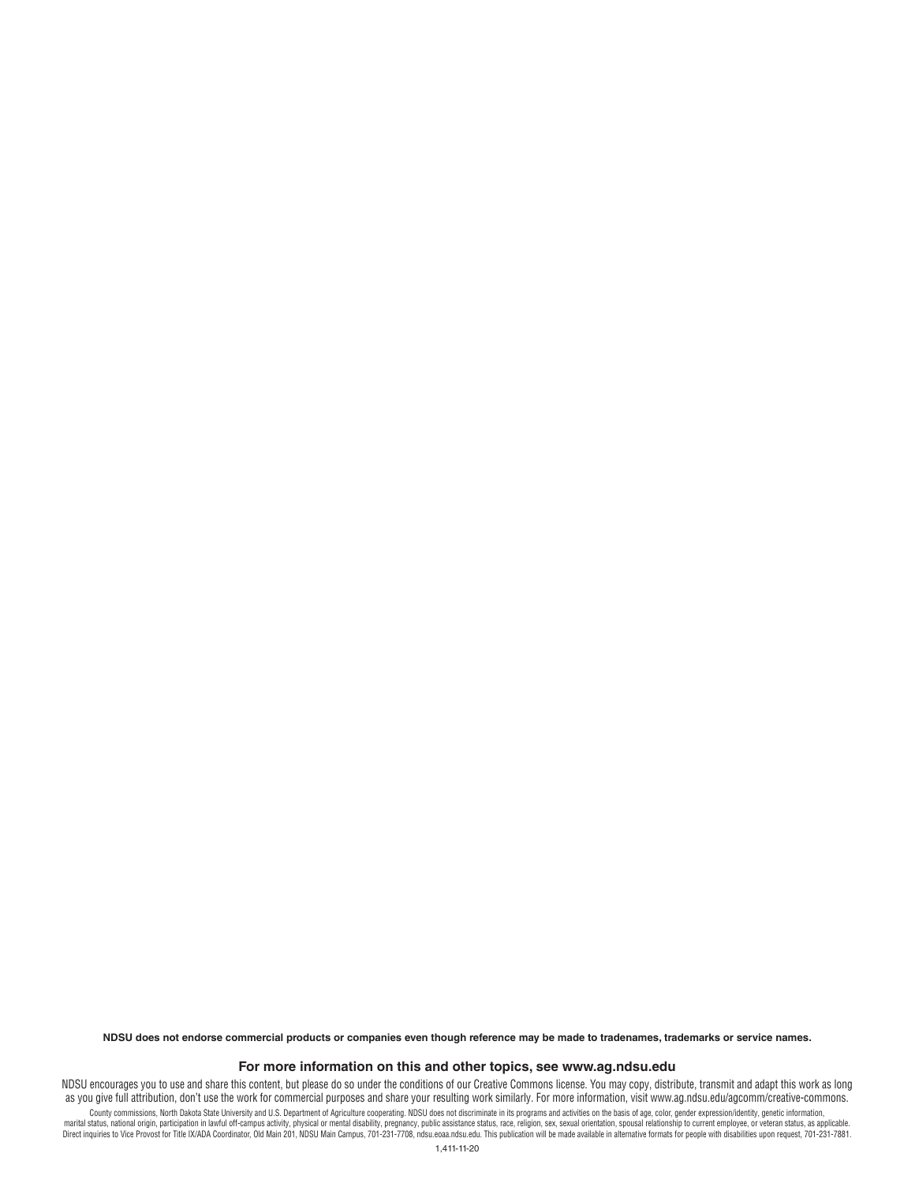**NDSU does not endorse commercial products or companies even though reference may be made to tradenames, trademarks or service names.**

**For more information on this and other topics, see www.ag.ndsu.edu**

NDSU encourages you to use and share this content, but please do so under the conditions of our Creative Commons license. You may copy, distribute, transmit and adapt this work as long as you give full attribution, don't use the work for commercial purposes and share your resulting work similarly. For more information, visit www.ag.ndsu.edu/agcomm/creative-commons.

County commissions, North Dakota State University and U.S. Department of Agriculture cooperating. NDSU does not discriminate in its programs and activities on the basis of age, color, gender expression/identity, genetic information, marital status, national origin, participation in lawful off-campus activity, physical or mental disability, pregnancy, public assistance status, race, religion, sex, sexual orientation, spousal relationship to current employee, or veteran status, as applicable. Direct inquiries to Vice Provost for Title IX/ADA Coordinator, Old Main 201, NDSU Main Campus, 701-231-7708, ndsu.eoaa.ndsu.edu. This publication will be made available in alternative formats for people with disabilities upon request, 701-231-7881.

1,411-11-20